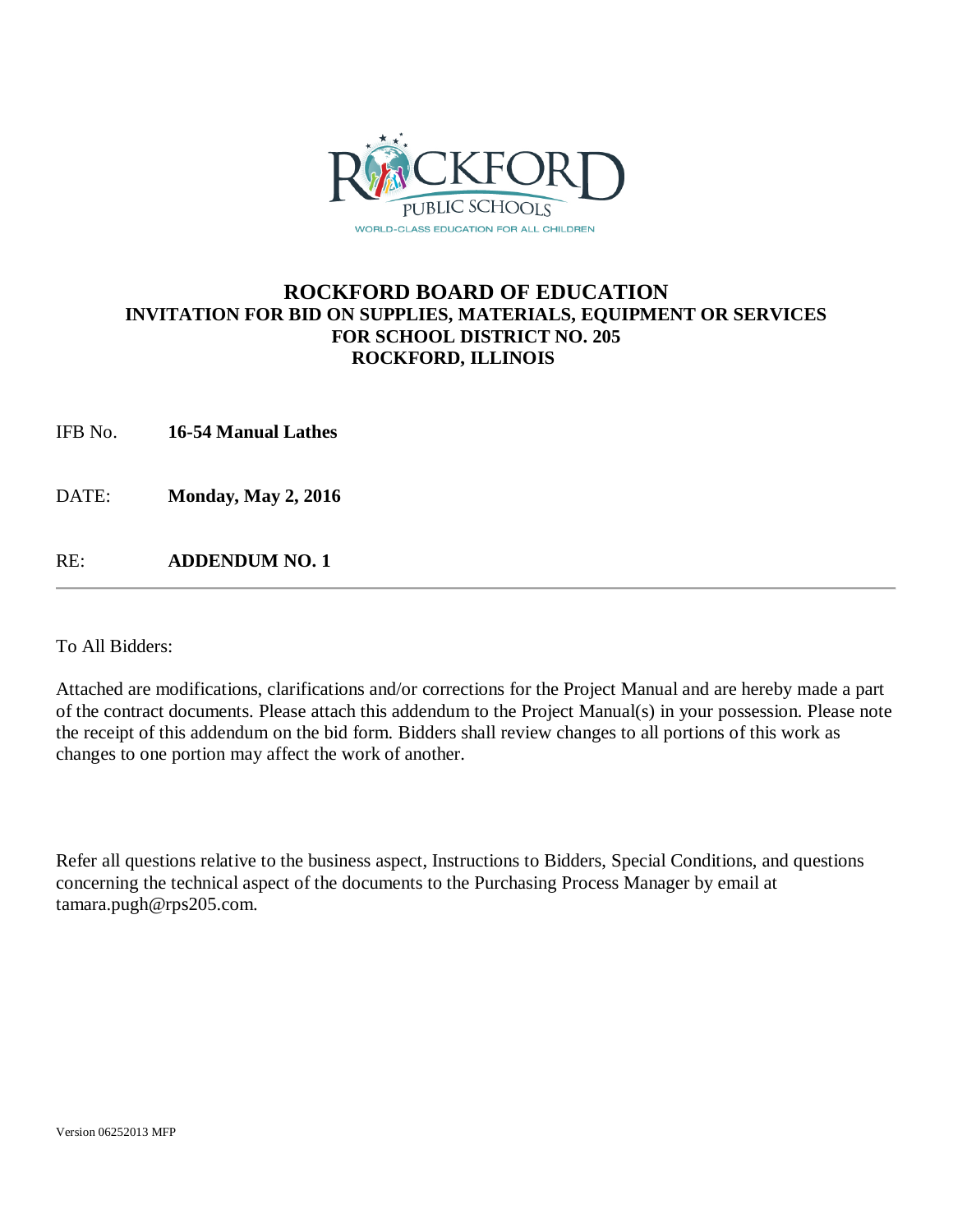# ROCKFORD BOARD OF EDUCATION

**INVITATION FOR BID ON SUPPLIES, MATERIALS, EQUIPMENT OR SERVICES**
**FOR SCHOOL DISTRICT NO. 205**
**ROCKFORD, ILLINOIS**

IFB No. **16-54 Manual Lathes**

DATE: **Monday, May 2, 2016**

RE: **ADDENDUM NO. 1**

---

To All Bidders:

Attached are modifications, clarifications and/or corrections for the Project Manual and are hereby made a part of the contract documents. Please attach this addendum to the Project Manual(s) in your possession. Please note the receipt of this addendum on the bid form. Bidders shall review changes to all portions of this work as changes to one portion may affect the work of another.

Refer all questions relative to the business aspect, Instructions to Bidders, Special Conditions, and questions concerning the technical aspect of the documents to the Purchasing Process Manager by email at tamara.pugh@rps205.com.

Version 06252013 MFP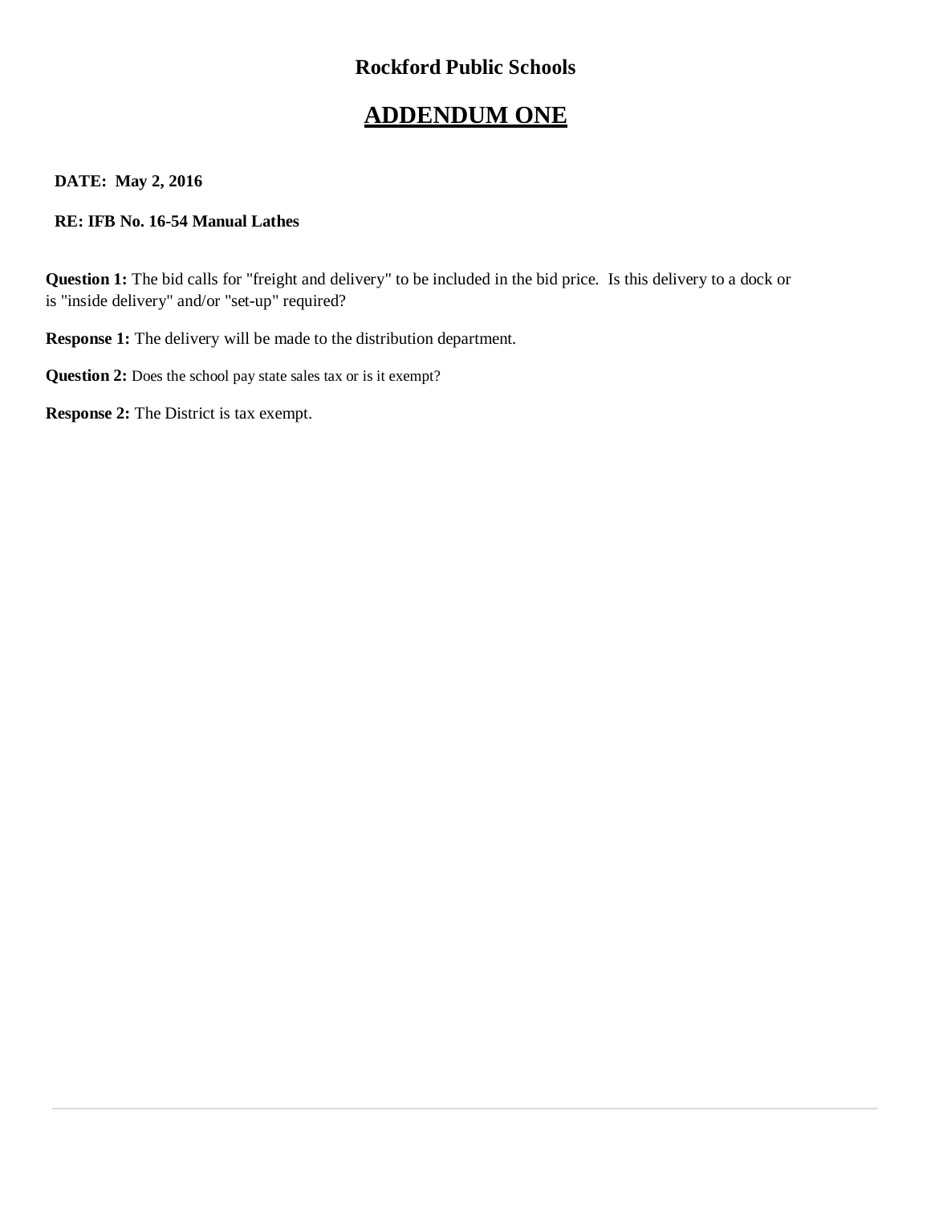# Rockford Public Schools

## ADDENDUM ONE

**DATE: May 2, 2016**

**RE: IFB No. 16-54 Manual Lathes**

**Question 1:** The bid calls for "freight and delivery" to be included in the bid price. Is this delivery to a dock or is "inside delivery" and/or "set-up" required?

**Response 1:** The delivery will be made to the distribution department.

**Question 2:** Does the school pay state sales tax or is it exempt?

**Response 2:** The District is tax exempt.